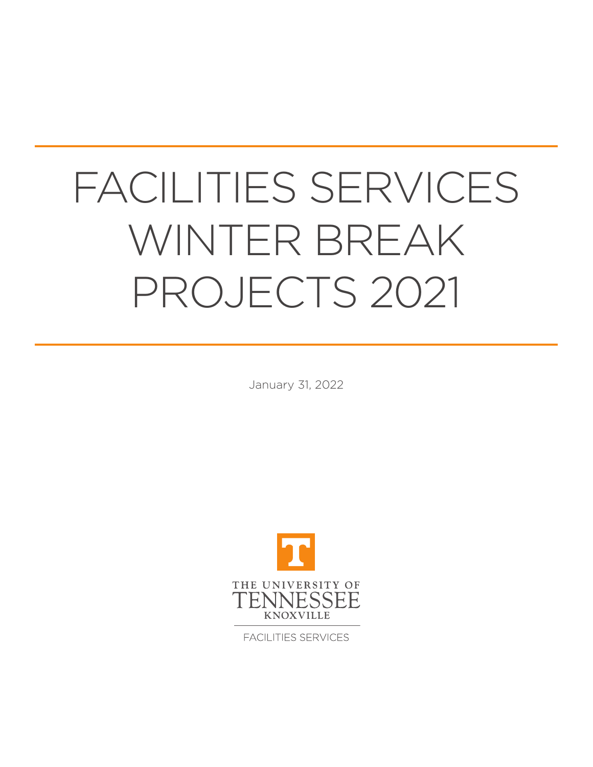# FACILITIES SERVICES WINTER BREAK PROJECTS 2021

January 31, 2022

THE UNIVERSITY OF TENNESSEE KNOXVILLE

FACILITIES SERVICES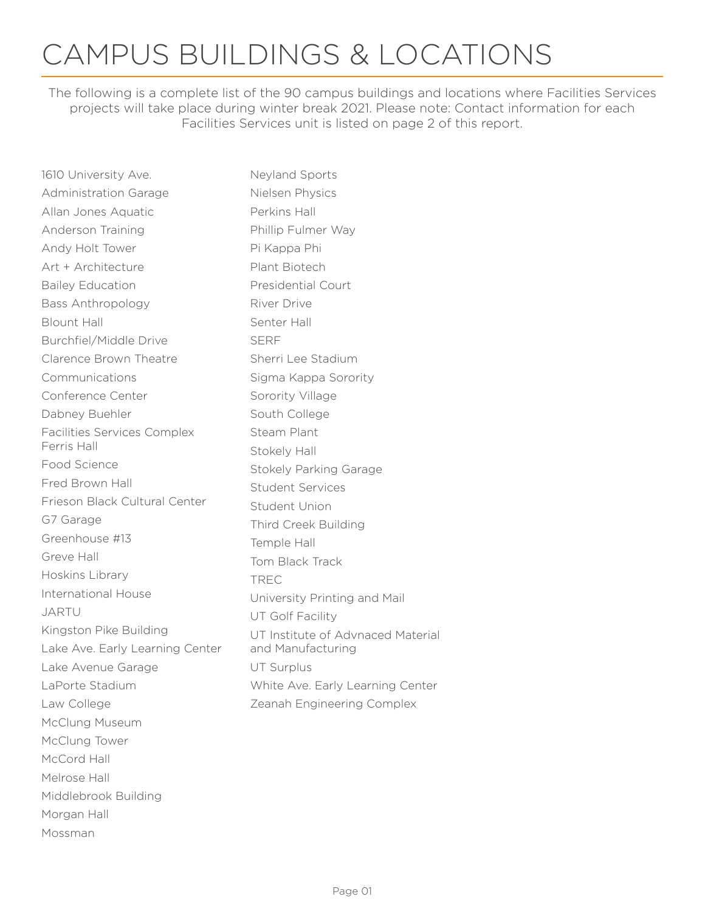# CAMPUS BUILDINGS & LOCATIONS

The following is a complete list of the 90 campus buildings and locations where Facilities Services projects will take place during winter break 2021. Please note: Contact information for each Facilities Services unit is listed on page 2 of this report.

1610 University Ave.
Administration Garage
Allan Jones Aquatic
Anderson Training
Andy Holt Tower
Art + Architecture
Bailey Education
Bass Anthropology
Blount Hall
Burchfiel/Middle Drive
Clarence Brown Theatre
Communications
Conference Center
Dabney Buehler
Facilities Services Complex
Ferris Hall
Food Science
Fred Brown Hall
Frieson Black Cultural Center
G7 Garage
Greenhouse #13
Greve Hall
Hoskins Library
International House
JARTU
Kingston Pike Building
Lake Ave. Early Learning Center
Lake Avenue Garage
LaPorte Stadium
Law College
McClung Museum
McClung Tower
McCord Hall
Melrose Hall
Middlebrook Building
Morgan Hall
Mossman
Neyland Sports
Nielsen Physics
Perkins Hall
Phillip Fulmer Way
Pi Kappa Phi
Plant Biotech
Presidential Court
River Drive
Senter Hall
SERF
Sherri Lee Stadium
Sigma Kappa Sorority
Sorority Village
South College
Steam Plant
Stokely Hall
Stokely Parking Garage
Student Services
Student Union
Third Creek Building
Temple Hall
Tom Black Track
TREC
University Printing and Mail
UT Golf Facility
UT Institute of Advnaced Material and Manufacturing
UT Surplus
White Ave. Early Learning Center
Zeanah Engineering Complex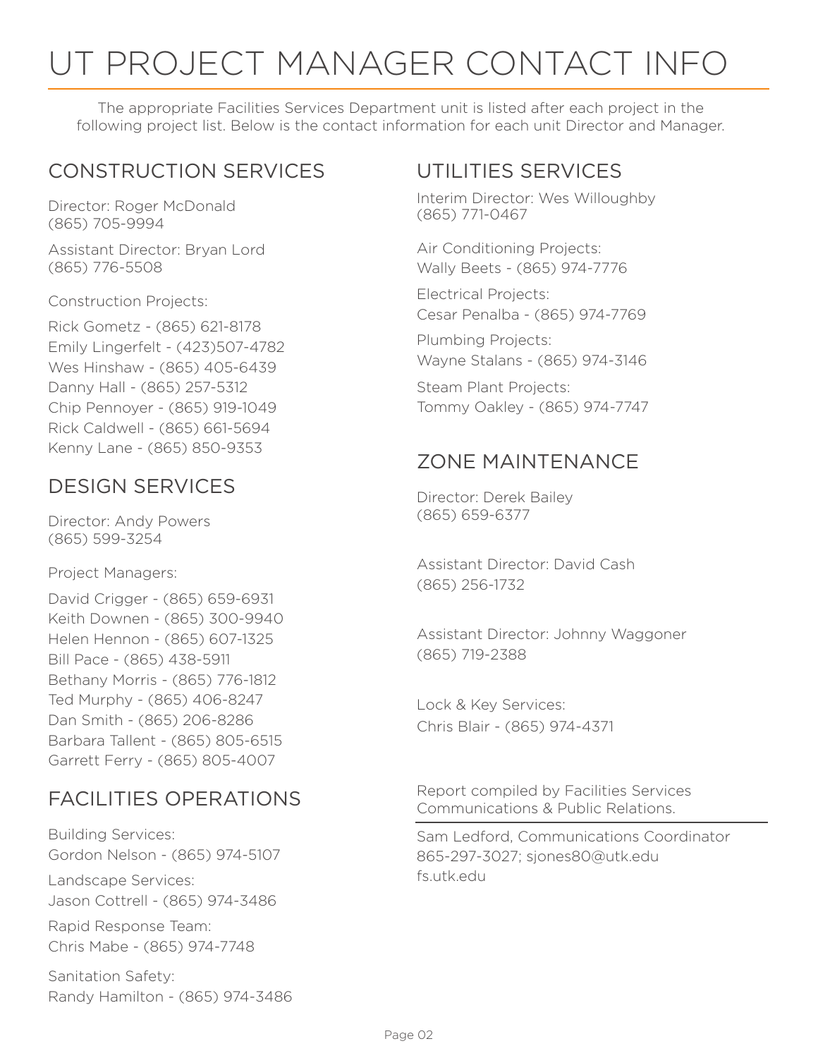# UT PROJECT MANAGER CONTACT INFO

The appropriate Facilities Services Department unit is listed after each project in the following project list. Below is the contact information for each unit Director and Manager.

## CONSTRUCTION SERVICES

Director: Roger McDonald
(865) 705-9994

Assistant Director: Bryan Lord
(865) 776-5508

Construction Projects:

Rick Gometz - (865) 621-8178
Emily Lingerfelt - (423)507-4782
Wes Hinshaw - (865) 405-6439
Danny Hall - (865) 257-5312
Chip Pennoyer - (865) 919-1049
Rick Caldwell - (865) 661-5694
Kenny Lane - (865) 850-9353

## DESIGN SERVICES

Director: Andy Powers
(865) 599-3254

Project Managers:

David Crigger - (865) 659-6931
Keith Downen - (865) 300-9940
Helen Hennon - (865) 607-1325
Bill Pace - (865) 438-5911
Bethany Morris - (865) 776-1812
Ted Murphy - (865) 406-8247
Dan Smith - (865) 206-8286
Barbara Tallent - (865) 805-6515
Garrett Ferry - (865) 805-4007

## FACILITIES OPERATIONS

Building Services:
Gordon Nelson - (865) 974-5107

Landscape Services:
Jason Cottrell - (865) 974-3486

Rapid Response Team:
Chris Mabe - (865) 974-7748

Sanitation Safety:
Randy Hamilton - (865) 974-3486

## UTILITIES SERVICES

Interim Director: Wes Willoughby
(865) 771-0467

Air Conditioning Projects:
Wally Beets - (865) 974-7776

Electrical Projects:
Cesar Penalba - (865) 974-7769

Plumbing Projects:
Wayne Stalans - (865) 974-3146

Steam Plant Projects:
Tommy Oakley - (865) 974-7747

## ZONE MAINTENANCE

Director: Derek Bailey
(865) 659-6377

Assistant Director: David Cash
(865) 256-1732

Assistant Director: Johnny Waggoner
(865) 719-2388

Lock & Key Services:
Chris Blair - (865) 974-4371

Report compiled by Facilities Services Communications & Public Relations.

---

Sam Ledford, Communications Coordinator
865-297-3027; sjones80@utk.edu
fs.utk.edu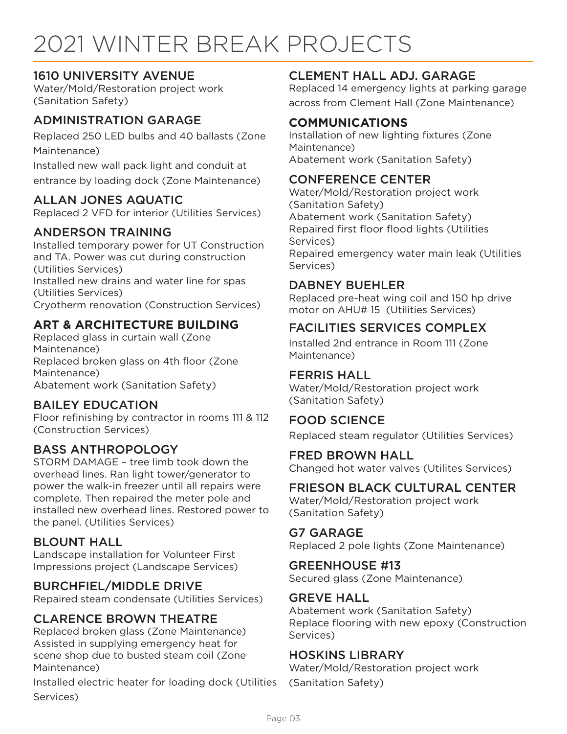# 2021 WINTER BREAK PROJECTS

## 1610 UNIVERSITY AVENUE

Water/Mold/Restoration project work (Sanitation Safety)

## ADMINISTRATION GARAGE

Replaced 250 LED bulbs and 40 ballasts (Zone Maintenance)

Installed new wall pack light and conduit at entrance by loading dock (Zone Maintenance)

## ALLAN JONES AQUATIC

Replaced 2 VFD for interior (Utilities Services)

## ANDERSON TRAINING

Installed temporary power for UT Construction and TA. Power was cut during construction (Utilities Services)

Installed new drains and water line for spas (Utilities Services)

Cryotherm renovation (Construction Services)

## ART & ARCHITECTURE BUILDING

Replaced glass in curtain wall (Zone Maintenance)

Replaced broken glass on 4th floor (Zone Maintenance)

Abatement work (Sanitation Safety)

## BAILEY EDUCATION

Floor refinishing by contractor in rooms 111 & 112 (Construction Services)

## BASS ANTHROPOLOGY

STORM DAMAGE – tree limb took down the overhead lines. Ran light tower/generator to power the walk-in freezer until all repairs were complete. Then repaired the meter pole and installed new overhead lines. Restored power to the panel. (Utilities Services)

## BLOUNT HALL

Landscape installation for Volunteer First Impressions project (Landscape Services)

## BURCHFIEL/MIDDLE DRIVE

Repaired steam condensate (Utilities Services)

## CLARENCE BROWN THEATRE

Replaced broken glass (Zone Maintenance)

Assisted in supplying emergency heat for scene shop due to busted steam coil (Zone Maintenance)

Installed electric heater for loading dock (Utilities Services)

## CLEMENT HALL ADJ. GARAGE

Replaced 14 emergency lights at parking garage across from Clement Hall (Zone Maintenance)

## COMMUNICATIONS

Installation of new lighting fixtures (Zone Maintenance)

Abatement work (Sanitation Safety)

## CONFERENCE CENTER

Water/Mold/Restoration project work (Sanitation Safety)

Abatement work (Sanitation Safety)

Repaired first floor flood lights (Utilities Services)

Repaired emergency water main leak (Utilities Services)

## DABNEY BUEHLER

Replaced pre-heat wing coil and 150 hp drive motor on AHU# 15 (Utilities Services)

## FACILITIES SERVICES COMPLEX

Installed 2nd entrance in Room 111 (Zone Maintenance)

## FERRIS HALL

Water/Mold/Restoration project work (Sanitation Safety)

## FOOD SCIENCE

Replaced steam regulator (Utilities Services)

## FRED BROWN HALL

Changed hot water valves (Utilites Services)

## FRIESON BLACK CULTURAL CENTER

Water/Mold/Restoration project work (Sanitation Safety)

## G7 GARAGE

Replaced 2 pole lights (Zone Maintenance)

## GREENHOUSE #13

Secured glass (Zone Maintenance)

## GREVE HALL

Abatement work (Sanitation Safety)

Replace flooring with new epoxy (Construction Services)

## HOSKINS LIBRARY

Water/Mold/Restoration project work (Sanitation Safety)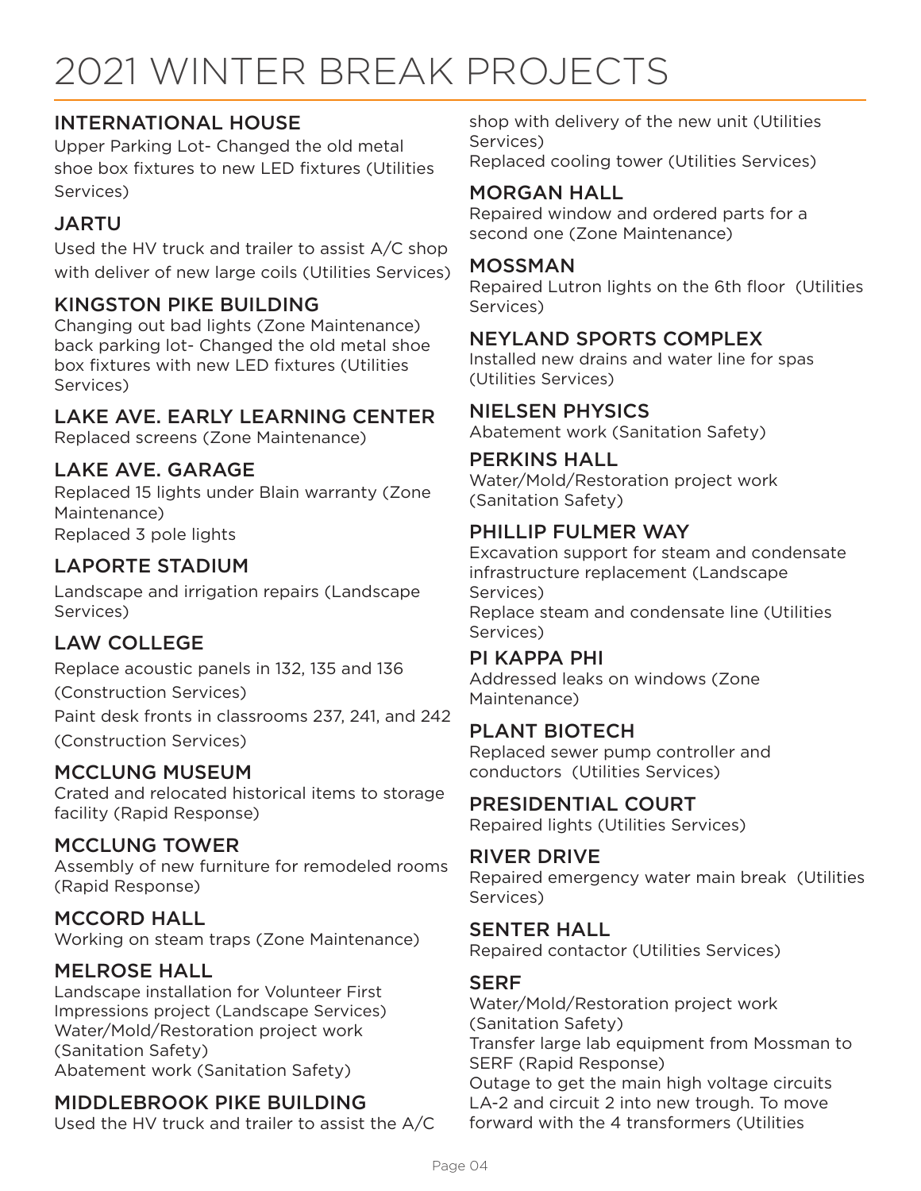# 2021 WINTER BREAK PROJECTS

## INTERNATIONAL HOUSE

Upper Parking Lot- Changed the old metal shoe box fixtures to new LED fixtures (Utilities Services)

## JARTU

Used the HV truck and trailer to assist A/C shop with deliver of new large coils (Utilities Services)

## KINGSTON PIKE BUILDING

Changing out bad lights (Zone Maintenance)
back parking lot- Changed the old metal shoe box fixtures with new LED fixtures (Utilities Services)

## LAKE AVE. EARLY LEARNING CENTER

Replaced screens (Zone Maintenance)

## LAKE AVE. GARAGE

Replaced 15 lights under Blain warranty (Zone Maintenance)
Replaced 3 pole lights

## LAPORTE STADIUM

Landscape and irrigation repairs (Landscape Services)

## LAW COLLEGE

Replace acoustic panels in 132, 135 and 136 (Construction Services)
Paint desk fronts in classrooms 237, 241, and 242 (Construction Services)

## MCCLUNG MUSEUM

Crated and relocated historical items to storage facility (Rapid Response)

## MCCLUNG TOWER

Assembly of new furniture for remodeled rooms (Rapid Response)

## MCCORD HALL

Working on steam traps (Zone Maintenance)

## MELROSE HALL

Landscape installation for Volunteer First Impressions project (Landscape Services)
Water/Mold/Restoration project work (Sanitation Safety)
Abatement work (Sanitation Safety)

## MIDDLEBROOK PIKE BUILDING

Used the HV truck and trailer to assist the A/C shop with delivery of the new unit (Utilities Services)
Replaced cooling tower (Utilities Services)

## MORGAN HALL

Repaired window and ordered parts for a second one (Zone Maintenance)

## MOSSMAN

Repaired Lutron lights on the 6th floor (Utilities Services)

## NEYLAND SPORTS COMPLEX

Installed new drains and water line for spas (Utilities Services)

## NIELSEN PHYSICS

Abatement work (Sanitation Safety)

## PERKINS HALL

Water/Mold/Restoration project work (Sanitation Safety)

## PHILLIP FULMER WAY

Excavation support for steam and condensate infrastructure replacement (Landscape Services)
Replace steam and condensate line (Utilities Services)

## PI KAPPA PHI

Addressed leaks on windows (Zone Maintenance)

## PLANT BIOTECH

Replaced sewer pump controller and conductors (Utilities Services)

## PRESIDENTIAL COURT

Repaired lights (Utilities Services)

## RIVER DRIVE

Repaired emergency water main break (Utilities Services)

## SENTER HALL

Repaired contactor (Utilities Services)

## SERF

Water/Mold/Restoration project work (Sanitation Safety)
Transfer large lab equipment from Mossman to SERF (Rapid Response)
Outage to get the main high voltage circuits LA-2 and circuit 2 into new trough. To move forward with the 4 transformers (Utilities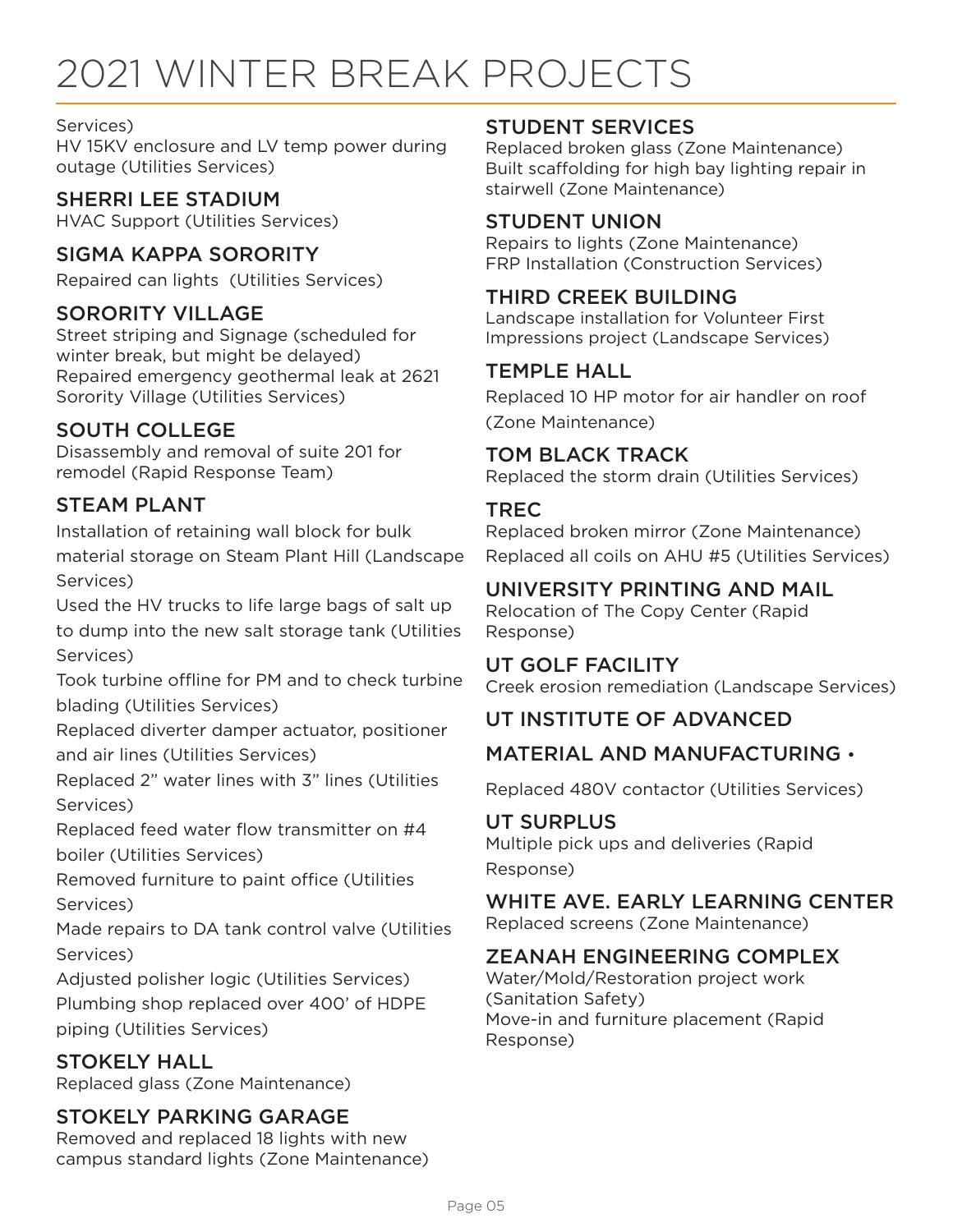# 2021 WINTER BREAK PROJECTS

Services)
HV 15KV enclosure and LV temp power during outage (Utilities Services)

## SHERRI LEE STADIUM

HVAC Support (Utilities Services)

## SIGMA KAPPA SORORITY

Repaired can lights (Utilities Services)

## SORORITY VILLAGE

Street striping and Signage (scheduled for winter break, but might be delayed)
Repaired emergency geothermal leak at 2621 Sorority Village (Utilities Services)

## SOUTH COLLEGE

Disassembly and removal of suite 201 for remodel (Rapid Response Team)

## STEAM PLANT

Installation of retaining wall block for bulk material storage on Steam Plant Hill (Landscape Services)
Used the HV trucks to life large bags of salt up to dump into the new salt storage tank (Utilities Services)
Took turbine offline for PM and to check turbine blading (Utilities Services)
Replaced diverter damper actuator, positioner and air lines (Utilities Services)
Replaced 2" water lines with 3" lines (Utilities Services)
Replaced feed water flow transmitter on #4 boiler (Utilities Services)
Removed furniture to paint office (Utilities Services)
Made repairs to DA tank control valve (Utilities Services)
Adjusted polisher logic (Utilities Services)
Plumbing shop replaced over 400' of HDPE piping (Utilities Services)

## STOKELY HALL

Replaced glass (Zone Maintenance)

## STOKELY PARKING GARAGE

Removed and replaced 18 lights with new campus standard lights (Zone Maintenance)

## STUDENT SERVICES

Replaced broken glass (Zone Maintenance)
Built scaffolding for high bay lighting repair in stairwell (Zone Maintenance)

## STUDENT UNION

Repairs to lights (Zone Maintenance)
FRP Installation (Construction Services)

## THIRD CREEK BUILDING

Landscape installation for Volunteer First Impressions project (Landscape Services)

## TEMPLE HALL

Replaced 10 HP motor for air handler on roof (Zone Maintenance)

## TOM BLACK TRACK

Replaced the storm drain (Utilities Services)

## TREC

Replaced broken mirror (Zone Maintenance)
Replaced all coils on AHU #5 (Utilities Services)

## UNIVERSITY PRINTING AND MAIL

Relocation of The Copy Center (Rapid Response)

## UT GOLF FACILITY

Creek erosion remediation (Landscape Services)

## UT INSTITUTE OF ADVANCED MATERIAL AND MANUFACTURING •

Replaced 480V contactor (Utilities Services)

## UT SURPLUS

Multiple pick ups and deliveries (Rapid Response)

## WHITE AVE. EARLY LEARNING CENTER

Replaced screens (Zone Maintenance)

## ZEANAH ENGINEERING COMPLEX

Water/Mold/Restoration project work (Sanitation Safety)
Move-in and furniture placement (Rapid Response)